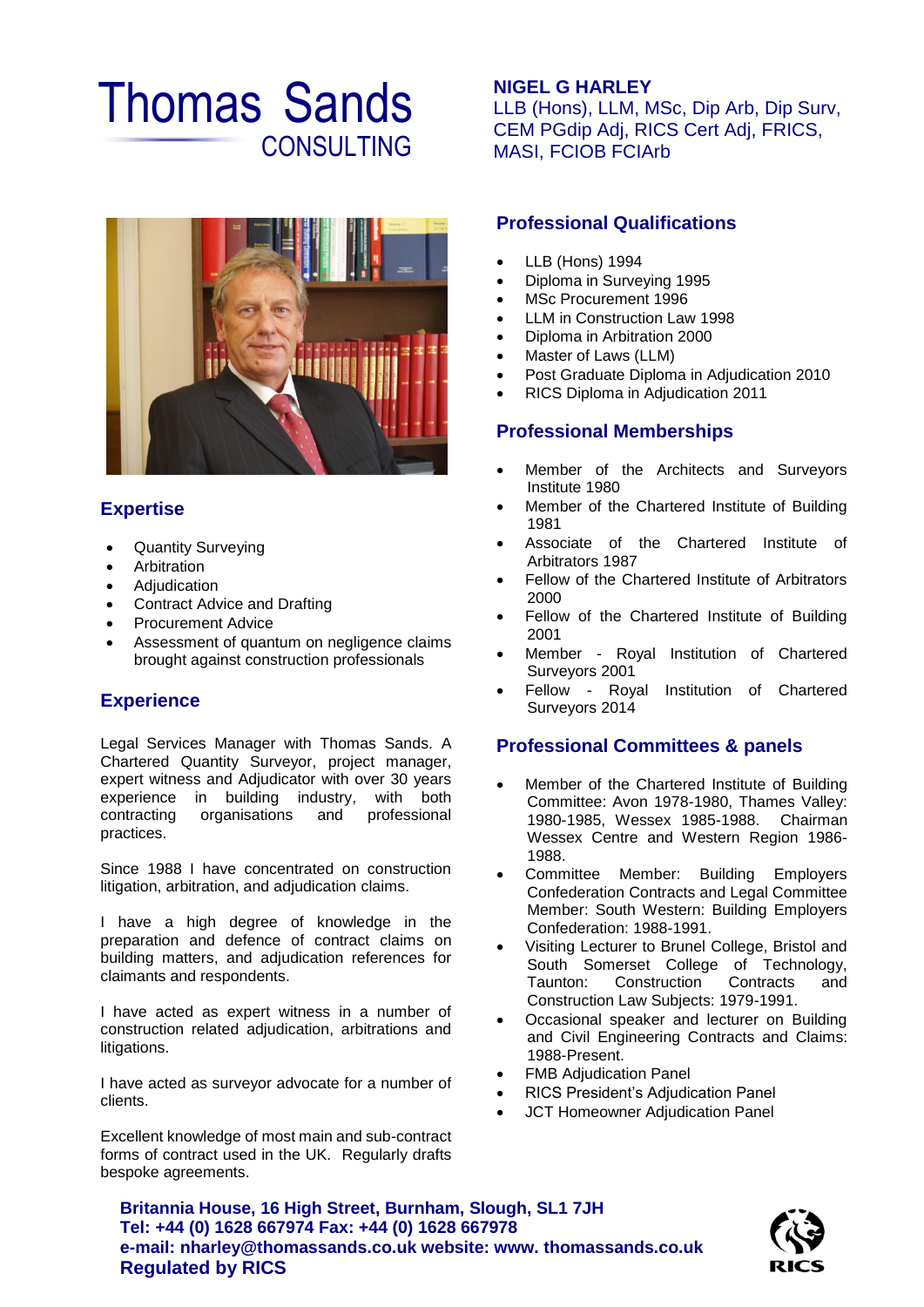# Thomas Sands CONSULTING

## NIGEL G HARLEY

LLB (Hons), LLM, MSc, Dip Arb, Dip Surv, CEM PGdip Adj, RICS Cert Adj, FRICS, MASI, FCIOB FCIArb

## Expertise

- Quantity Surveying
- Arbitration
- Adjudication
- Contract Advice and Drafting
- Procurement Advice
- Assessment of quantum on negligence claims brought against construction professionals

## Experience

Legal Services Manager with Thomas Sands. A Chartered Quantity Surveyor, project manager, expert witness and Adjudicator with over 30 years experience in building industry, with both contracting organisations and professional practices.

Since 1988 I have concentrated on construction litigation, arbitration, and adjudication claims.

I have a high degree of knowledge in the preparation and defence of contract claims on building matters, and adjudication references for claimants and respondents.

I have acted as expert witness in a number of construction related adjudication, arbitrations and litigations.

I have acted as surveyor advocate for a number of clients.

Excellent knowledge of most main and sub-contract forms of contract used in the UK. Regularly drafts bespoke agreements.

## Professional Qualifications

- LLB (Hons) 1994
- Diploma in Surveying 1995
- MSc Procurement 1996
- LLM in Construction Law 1998
- Diploma in Arbitration 2000
- Master of Laws (LLM)
- Post Graduate Diploma in Adjudication 2010
- RICS Diploma in Adjudication 2011

## Professional Memberships

- Member of the Architects and Surveyors Institute 1980
- Member of the Chartered Institute of Building 1981
- Associate of the Chartered Institute of Arbitrators 1987
- Fellow of the Chartered Institute of Arbitrators 2000
- Fellow of the Chartered Institute of Building 2001
- Member - Royal Institution of Chartered Surveyors 2001
- Fellow - Royal Institution of Chartered Surveyors 2014

## Professional Committees & panels

- Member of the Chartered Institute of Building Committee: Avon 1978-1980, Thames Valley: 1980-1985, Wessex 1985-1988. Chairman Wessex Centre and Western Region 1986-1988.
- Committee Member: Building Employers Confederation Contracts and Legal Committee Member: South Western: Building Employers Confederation: 1988-1991.
- Visiting Lecturer to Brunel College, Bristol and South Somerset College of Technology, Taunton: Construction Contracts and Construction Law Subjects: 1979-1991.
- Occasional speaker and lecturer on Building and Civil Engineering Contracts and Claims: 1988-Present.
- FMB Adjudication Panel
- RICS President's Adjudication Panel
- JCT Homeowner Adjudication Panel

**Britannia House, 16 High Street, Burnham, Slough, SL1 7JH**
**Tel: +44 (0) 1628 667974 Fax: +44 (0) 1628 667978**
**e-mail: nharley@thomassands.co.uk website: www. thomassands.co.uk**
**Regulated by RICS**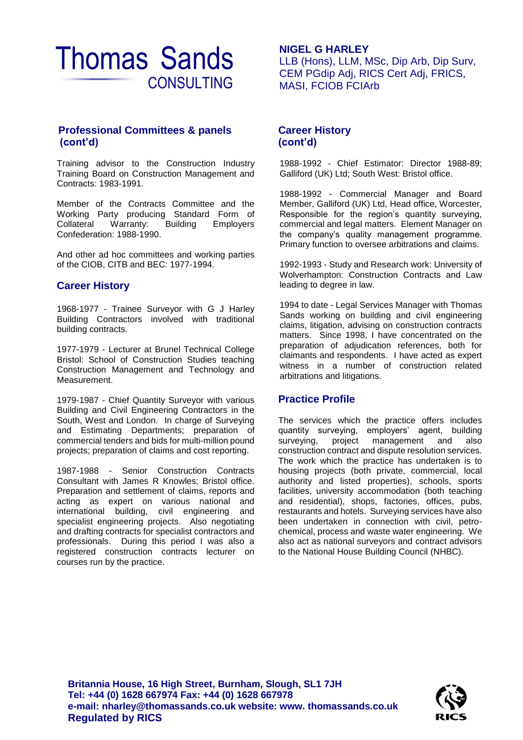Thomas Sands
CONSULTING

**NIGEL G HARLEY**
LLB (Hons), LLM, MSc, Dip Arb, Dip Surv, CEM PGdip Adj, RICS Cert Adj, FRICS, MASI, FCIOB FCIArb

## Professional Committees & panels (cont'd)

Training advisor to the Construction Industry Training Board on Construction Management and Contracts: 1983-1991.

Member of the Contracts Committee and the Working Party producing Standard Form of Collateral Warranty: Building Employers Confederation: 1988-1990.

And other ad hoc committees and working parties of the CIOB, CITB and BEC: 1977-1994.

## Career History

1968-1977 - Trainee Surveyor with G J Harley Building Contractors involved with traditional building contracts.

1977-1979 - Lecturer at Brunel Technical College Bristol: School of Construction Studies teaching Construction Management and Technology and Measurement.

1979-1987 - Chief Quantity Surveyor with various Building and Civil Engineering Contractors in the South, West and London. In charge of Surveying and Estimating Departments; preparation of commercial tenders and bids for multi-million pound projects; preparation of claims and cost reporting.

1987-1988 - Senior Construction Contracts Consultant with James R Knowles; Bristol office. Preparation and settlement of claims, reports and acting as expert on various national and international building, civil engineering and specialist engineering projects. Also negotiating and drafting contracts for specialist contractors and professionals. During this period I was also a registered construction contracts lecturer on courses run by the practice.

## Career History (cont'd)

1988-1992 - Chief Estimator: Director 1988-89; Galliford (UK) Ltd; South West: Bristol office.

1988-1992 - Commercial Manager and Board Member, Galliford (UK) Ltd, Head office, Worcester, Responsible for the region's quantity surveying, commercial and legal matters. Element Manager on the company's quality management programme. Primary function to oversee arbitrations and claims.

1992-1993 - Study and Research work: University of Wolverhampton: Construction Contracts and Law leading to degree in law.

1994 to date - Legal Services Manager with Thomas Sands working on building and civil engineering claims, litigation, advising on construction contracts matters. Since 1998, I have concentrated on the preparation of adjudication references, both for claimants and respondents. I have acted as expert witness in a number of construction related arbitrations and litigations.

## Practice Profile

The services which the practice offers includes quantity surveying, employers' agent, building surveying, project management and also construction contract and dispute resolution services. The work which the practice has undertaken is to housing projects (both private, commercial, local authority and listed properties), schools, sports facilities, university accommodation (both teaching and residential), shops, factories, offices, pubs, restaurants and hotels. Surveying services have also been undertaken in connection with civil, petro-chemical, process and waste water engineering. We also act as national surveyors and contract advisors to the National House Building Council (NHBC).

**Britannia House, 16 High Street, Burnham, Slough, SL1 7JH**
**Tel: +44 (0) 1628 667974 Fax: +44 (0) 1628 667978**
**e-mail: nharley@thomassands.co.uk website: www. thomassands.co.uk**
**Regulated by RICS**

RICS